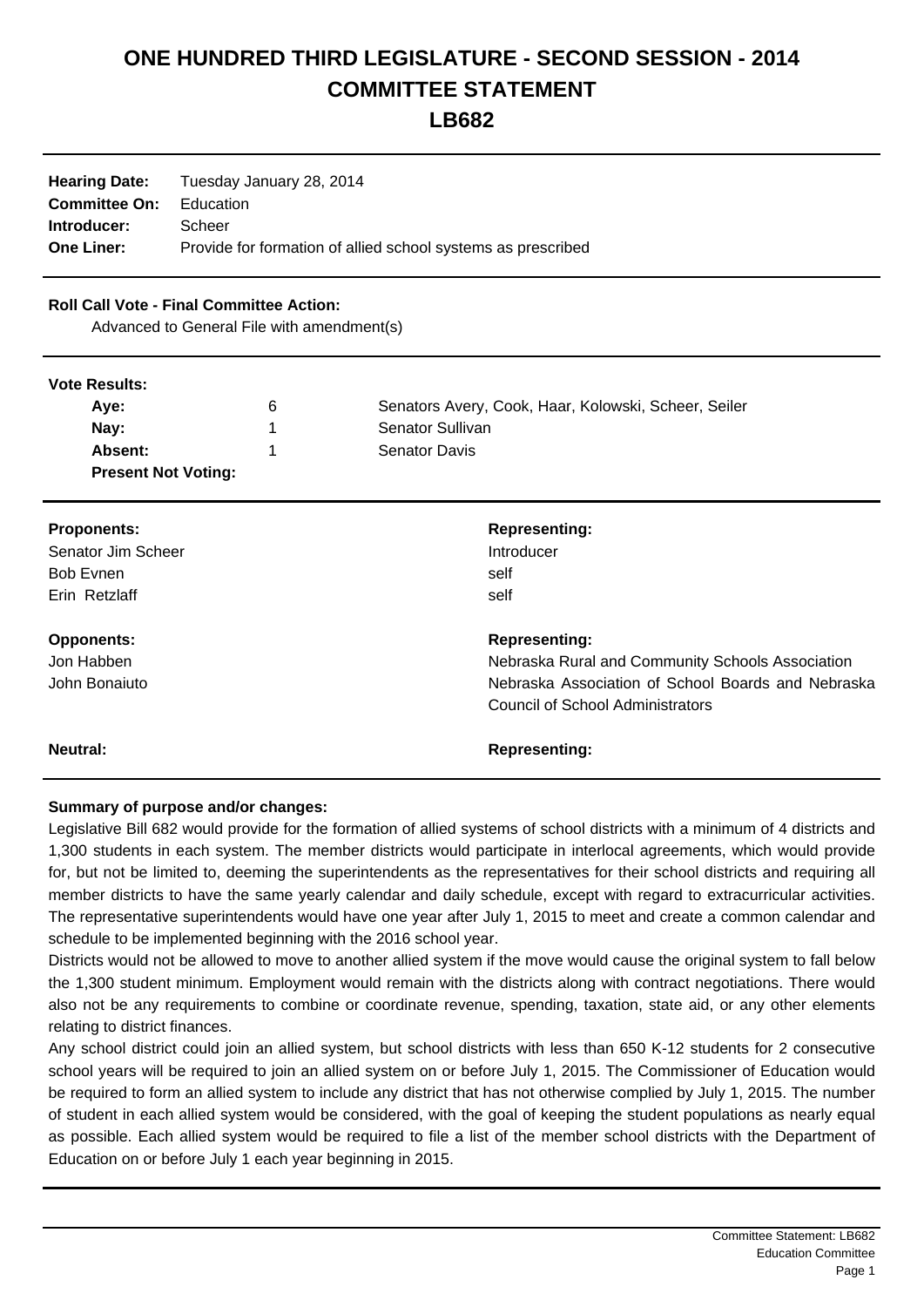# ONE HUNDRED THIRD LEGISLATURE - SECOND SESSION - 2014
# COMMITTEE STATEMENT
# LB682

| | |
|---|---|
| **Hearing Date:** | Tuesday January 28, 2014 |
| **Committee On:** | Education |
| **Introducer:** | Scheer |
| **One Liner:** | Provide for formation of allied school systems as prescribed |

**Roll Call Vote - Final Committee Action:**

Advanced to General File with amendment(s)

**Vote Results:**

| | | |
|---|---|---|
| **Aye:** | 6 | Senators Avery, Cook, Haar, Kolowski, Scheer, Seiler |
| **Nay:** | 1 | Senator Sullivan |
| **Absent:** | 1 | Senator Davis |
| **Present Not Voting:** | | |

| **Proponents:** | **Representing:** |
|---|---|
| Senator Jim Scheer | Introducer |
| Bob Evnen | self |
| Erin Retzlaff | self |

| **Opponents:** | **Representing:** |
|---|---|
| Jon Habben | Nebraska Rural and Community Schools Association |
| John Bonaiuto | Nebraska Association of School Boards and Nebraska Council of School Administrators |

| **Neutral:** | **Representing:** |
|---|---|

**Summary of purpose and/or changes:**

Legislative Bill 682 would provide for the formation of allied systems of school districts with a minimum of 4 districts and 1,300 students in each system. The member districts would participate in interlocal agreements, which would provide for, but not be limited to, deeming the superintendents as the representatives for their school districts and requiring all member districts to have the same yearly calendar and daily schedule, except with regard to extracurricular activities. The representative superintendents would have one year after July 1, 2015 to meet and create a common calendar and schedule to be implemented beginning with the 2016 school year.

Districts would not be allowed to move to another allied system if the move would cause the original system to fall below the 1,300 student minimum. Employment would remain with the districts along with contract negotiations. There would also not be any requirements to combine or coordinate revenue, spending, taxation, state aid, or any other elements relating to district finances.

Any school district could join an allied system, but school districts with less than 650 K-12 students for 2 consecutive school years will be required to join an allied system on or before July 1, 2015. The Commissioner of Education would be required to form an allied system to include any district that has not otherwise complied by July 1, 2015. The number of student in each allied system would be considered, with the goal of keeping the student populations as nearly equal as possible. Each allied system would be required to file a list of the member school districts with the Department of Education on or before July 1 each year beginning in 2015.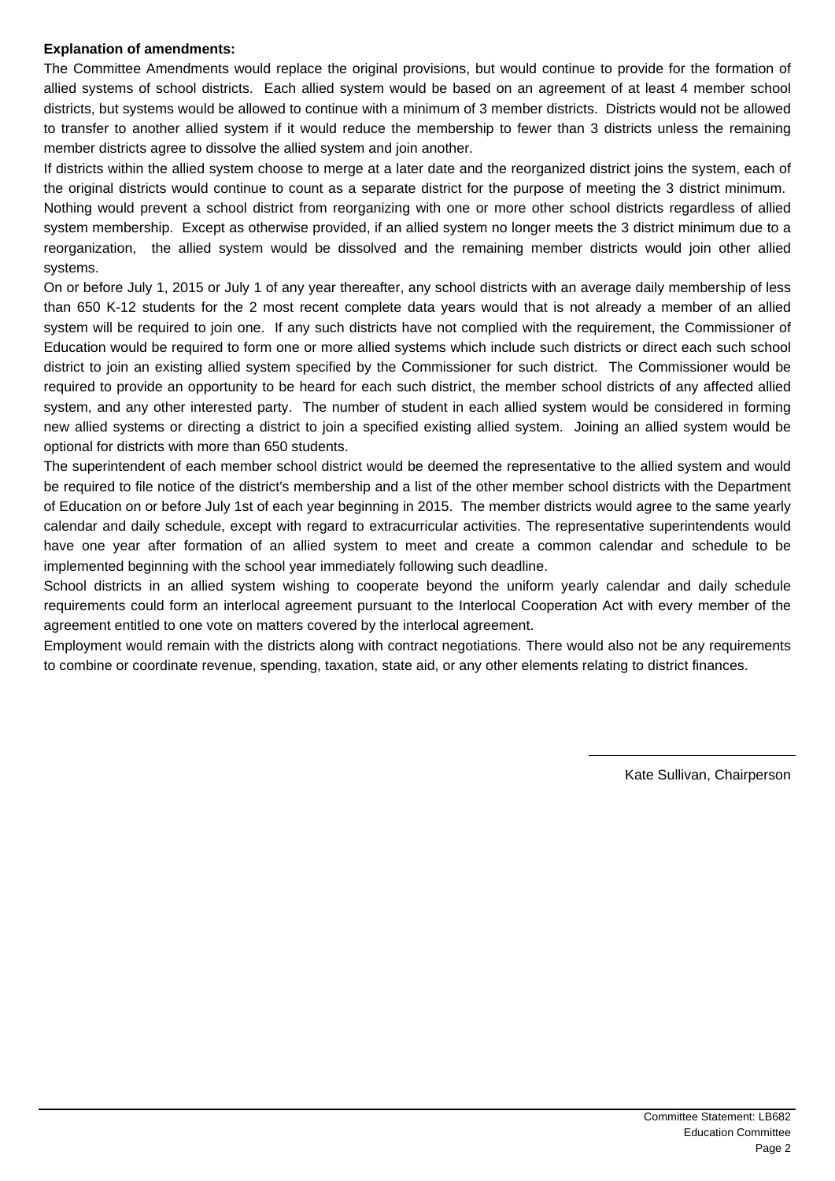**Explanation of amendments:**

The Committee Amendments would replace the original provisions, but would continue to provide for the formation of allied systems of school districts. Each allied system would be based on an agreement of at least 4 member school districts, but systems would be allowed to continue with a minimum of 3 member districts. Districts would not be allowed to transfer to another allied system if it would reduce the membership to fewer than 3 districts unless the remaining member districts agree to dissolve the allied system and join another.

If districts within the allied system choose to merge at a later date and the reorganized district joins the system, each of the original districts would continue to count as a separate district for the purpose of meeting the 3 district minimum.

Nothing would prevent a school district from reorganizing with one or more other school districts regardless of allied system membership. Except as otherwise provided, if an allied system no longer meets the 3 district minimum due to a reorganization, the allied system would be dissolved and the remaining member districts would join other allied systems.

On or before July 1, 2015 or July 1 of any year thereafter, any school districts with an average daily membership of less than 650 K-12 students for the 2 most recent complete data years would that is not already a member of an allied system will be required to join one. If any such districts have not complied with the requirement, the Commissioner of Education would be required to form one or more allied systems which include such districts or direct each such school district to join an existing allied system specified by the Commissioner for such district. The Commissioner would be required to provide an opportunity to be heard for each such district, the member school districts of any affected allied system, and any other interested party. The number of student in each allied system would be considered in forming new allied systems or directing a district to join a specified existing allied system. Joining an allied system would be optional for districts with more than 650 students.

The superintendent of each member school district would be deemed the representative to the allied system and would be required to file notice of the district's membership and a list of the other member school districts with the Department of Education on or before July 1st of each year beginning in 2015. The member districts would agree to the same yearly calendar and daily schedule, except with regard to extracurricular activities. The representative superintendents would have one year after formation of an allied system to meet and create a common calendar and schedule to be implemented beginning with the school year immediately following such deadline.

School districts in an allied system wishing to cooperate beyond the uniform yearly calendar and daily schedule requirements could form an interlocal agreement pursuant to the Interlocal Cooperation Act with every member of the agreement entitled to one vote on matters covered by the interlocal agreement.

Employment would remain with the districts along with contract negotiations. There would also not be any requirements to combine or coordinate revenue, spending, taxation, state aid, or any other elements relating to district finances.

Kate Sullivan, Chairperson